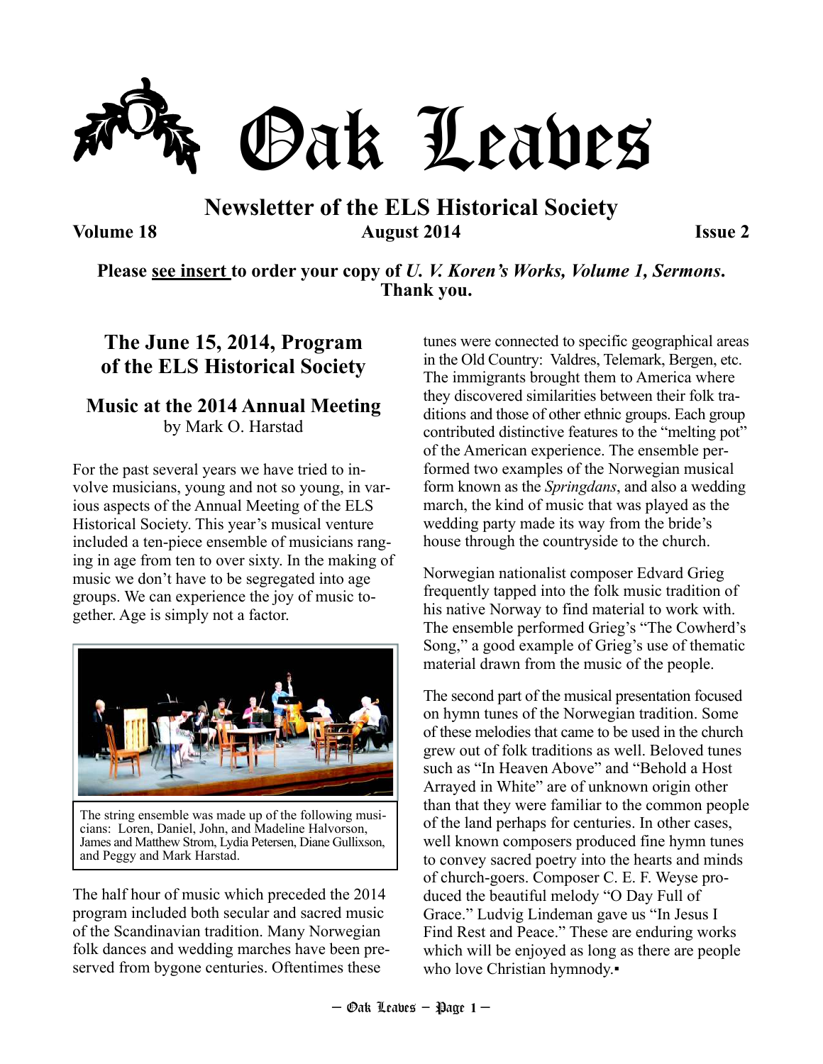# Oak Leaves

## Newsletter of the ELS Historical Society

**Volume 18** **August 2014** **Issue 2**

**Please see insert to order your copy of *U. V. Koren's Works, Volume 1, Sermons*. Thank you.**

## The June 15, 2014, Program of the ELS Historical Society

### Music at the 2014 Annual Meeting

by Mark O. Harstad

For the past several years we have tried to involve musicians, young and not so young, in various aspects of the Annual Meeting of the ELS Historical Society. This year's musical venture included a ten-piece ensemble of musicians ranging in age from ten to over sixty. In the making of music we don't have to be segregated into age groups. We can experience the joy of music together. Age is simply not a factor.

The string ensemble was made up of the following musicians: Loren, Daniel, John, and Madeline Halvorson, James and Matthew Strom, Lydia Petersen, Diane Gullixson, and Peggy and Mark Harstad.

The half hour of music which preceded the 2014 program included both secular and sacred music of the Scandinavian tradition. Many Norwegian folk dances and wedding marches have been preserved from bygone centuries. Oftentimes these tunes were connected to specific geographical areas in the Old Country: Valdres, Telemark, Bergen, etc. The immigrants brought them to America where they discovered similarities between their folk traditions and those of other ethnic groups. Each group contributed distinctive features to the "melting pot" of the American experience. The ensemble performed two examples of the Norwegian musical form known as the *Springdans*, and also a wedding march, the kind of music that was played as the wedding party made its way from the bride's house through the countryside to the church.

Norwegian nationalist composer Edvard Grieg frequently tapped into the folk music tradition of his native Norway to find material to work with. The ensemble performed Grieg's "The Cowherd's Song," a good example of Grieg's use of thematic material drawn from the music of the people.

The second part of the musical presentation focused on hymn tunes of the Norwegian tradition. Some of these melodies that came to be used in the church grew out of folk traditions as well. Beloved tunes such as "In Heaven Above" and "Behold a Host Arrayed in White" are of unknown origin other than that they were familiar to the common people of the land perhaps for centuries. In other cases, well known composers produced fine hymn tunes to convey sacred poetry into the hearts and minds of church-goers. Composer C. E. F. Weyse produced the beautiful melody "O Day Full of Grace." Ludvig Lindeman gave us "In Jesus I Find Rest and Peace." These are enduring works which will be enjoyed as long as there are people who love Christian hymnody.▪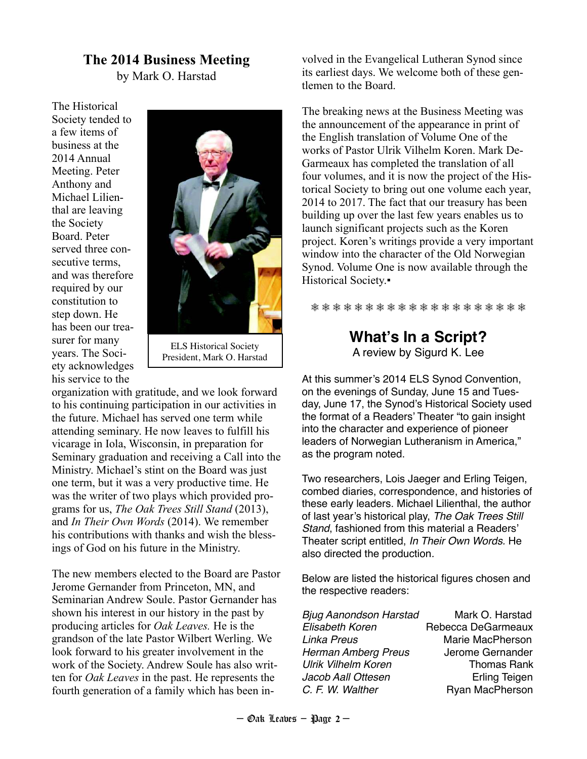## The 2014 Business Meeting

by Mark O. Harstad

The Historical Society tended to a few items of business at the 2014 Annual Meeting. Peter Anthony and Michael Lilienthal are leaving the Society Board. Peter served three consecutive terms, and was therefore required by our constitution to step down. He has been our treasurer for many years. The Society acknowledges his service to the organization with gratitude, and we look forward to his continuing participation in our activities in the future. Michael has served one term while attending seminary. He now leaves to fulfill his vicarage in Iola, Wisconsin, in preparation for Seminary graduation and receiving a Call into the Ministry. Michael's stint on the Board was just one term, but it was a very productive time. He was the writer of two plays which provided programs for us, *The Oak Trees Still Stand* (2013), and *In Their Own Words* (2014). We remember his contributions with thanks and wish the blessings of God on his future in the Ministry.

ELS Historical Society President, Mark O. Harstad

The new members elected to the Board are Pastor Jerome Gernander from Princeton, MN, and Seminarian Andrew Soule. Pastor Gernander has shown his interest in our history in the past by producing articles for *Oak Leaves.* He is the grandson of the late Pastor Wilbert Werling. We look forward to his greater involvement in the work of the Society. Andrew Soule has also written for *Oak Leaves* in the past. He represents the fourth generation of a family which has been involved in the Evangelical Lutheran Synod since its earliest days. We welcome both of these gentlemen to the Board.

The breaking news at the Business Meeting was the announcement of the appearance in print of the English translation of Volume One of the works of Pastor Ulrik Vilhelm Koren. Mark DeGarmeaux has completed the translation of all four volumes, and it is now the project of the Historical Society to bring out one volume each year, 2014 to 2017. The fact that our treasury has been building up over the last few years enables us to launch significant projects such as the Koren project. Koren's writings provide a very important window into the character of the Old Norwegian Synod. Volume One is now available through the Historical Society.▪

❄❄❄❄❄❄❄❄❄❄❄❄❄❄❄❄❄❄❄❄❄

## What's In a Script?

A review by Sigurd K. Lee

At this summer's 2014 ELS Synod Convention, on the evenings of Sunday, June 15 and Tuesday, June 17, the Synod's Historical Society used the format of a Readers' Theater "to gain insight into the character and experience of pioneer leaders of Norwegian Lutheranism in America," as the program noted.

Two researchers, Lois Jaeger and Erling Teigen, combed diaries, correspondence, and histories of these early leaders. Michael Lilienthal, the author of last year's historical play, *The Oak Trees Still Stand*, fashioned from this material a Readers' Theater script entitled, *In Their Own Words.* He also directed the production.

Below are listed the historical figures chosen and the respective readers:

| | |
|---|---|
| *Bjug Aanondson Harstad* | Mark O. Harstad |
| *Elisabeth Koren* | Rebecca DeGarmeaux |
| *Linka Preus* | Marie MacPherson |
| *Herman Amberg Preus* | Jerome Gernander |
| *Ulrik Vilhelm Koren* | Thomas Rank |
| *Jacob Aall Ottesen* | Erling Teigen |
| *C. F. W. Walther* | Ryan MacPherson |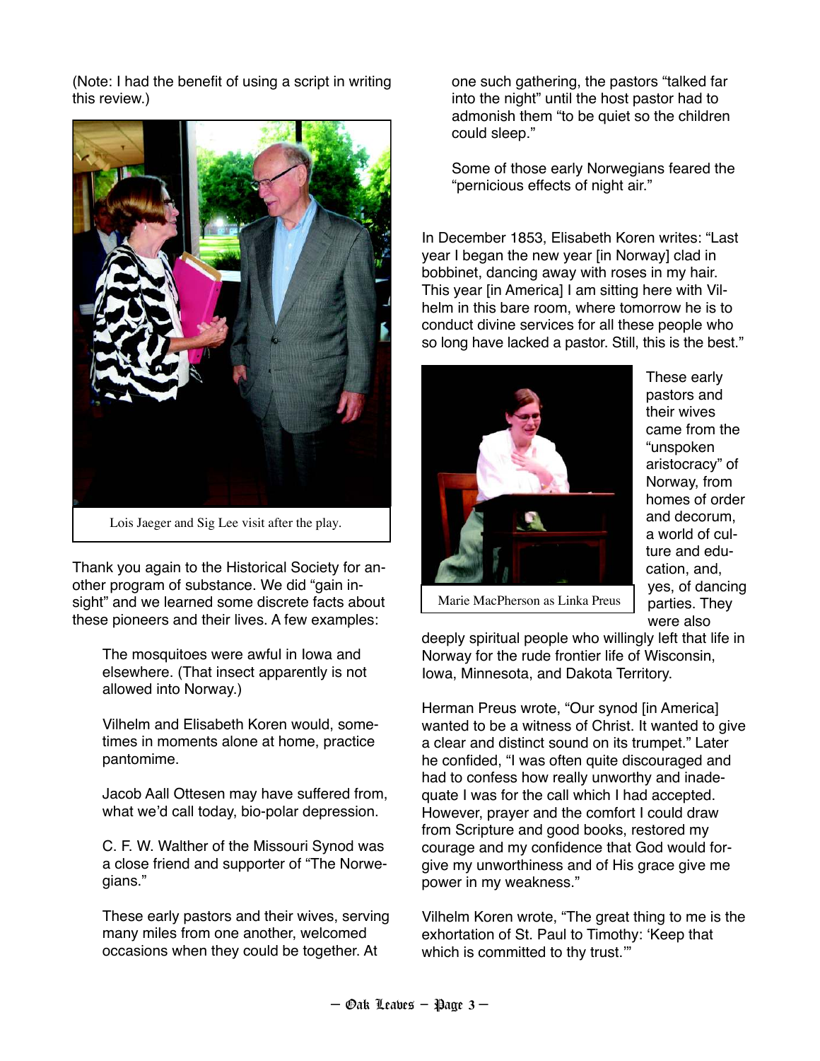(Note: I had the benefit of using a script in writing this review.)

Lois Jaeger and Sig Lee visit after the play.

Thank you again to the Historical Society for another program of substance. We did "gain insight" and we learned some discrete facts about these pioneers and their lives. A few examples:

> The mosquitoes were awful in Iowa and elsewhere. (That insect apparently is not allowed into Norway.)
>
> Vilhelm and Elisabeth Koren would, sometimes in moments alone at home, practice pantomime.
>
> Jacob Aall Ottesen may have suffered from, what we'd call today, bio-polar depression.
>
> C. F. W. Walther of the Missouri Synod was a close friend and supporter of "The Norwegians."
>
> These early pastors and their wives, serving many miles from one another, welcomed occasions when they could be together. At one such gathering, the pastors "talked far into the night" until the host pastor had to admonish them "to be quiet so the children could sleep."
>
> Some of those early Norwegians feared the "pernicious effects of night air."

In December 1853, Elisabeth Koren writes: "Last year I began the new year [in Norway] clad in bobbinet, dancing away with roses in my hair. This year [in America] I am sitting here with Vilhelm in this bare room, where tomorrow he is to conduct divine services for all these people who so long have lacked a pastor. Still, this is the best."

Marie MacPherson as Linka Preus

These early pastors and their wives came from the "unspoken aristocracy" of Norway, from homes of order and decorum, a world of culture and education, and, yes, of dancing parties. They were also deeply spiritual people who willingly left that life in Norway for the rude frontier life of Wisconsin, Iowa, Minnesota, and Dakota Territory.

Herman Preus wrote, "Our synod [in America] wanted to be a witness of Christ. It wanted to give a clear and distinct sound on its trumpet." Later he confided, "I was often quite discouraged and had to confess how really unworthy and inadequate I was for the call which I had accepted. However, prayer and the comfort I could draw from Scripture and good books, restored my courage and my confidence that God would forgive my unworthiness and of His grace give me power in my weakness."

Vilhelm Koren wrote, "The great thing to me is the exhortation of St. Paul to Timothy: 'Keep that which is committed to thy trust.'"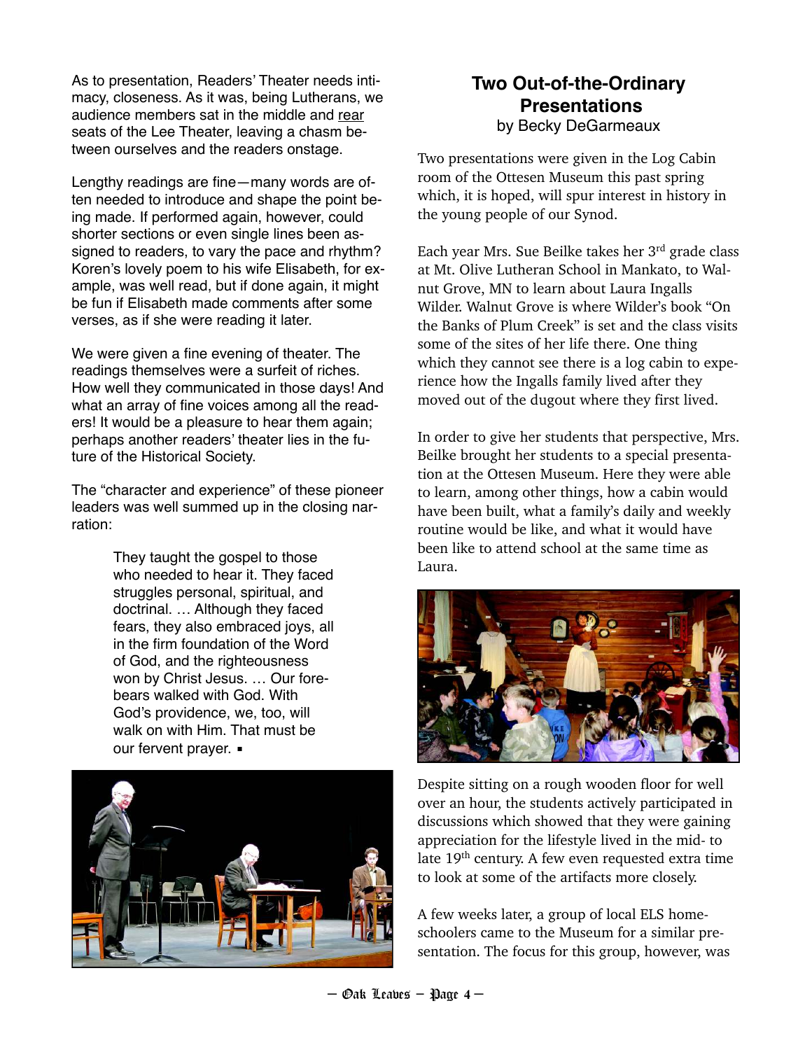As to presentation, Readers' Theater needs intimacy, closeness. As it was, being Lutherans, we audience members sat in the middle and rear seats of the Lee Theater, leaving a chasm between ourselves and the readers onstage.

Lengthy readings are fine—many words are often needed to introduce and shape the point being made. If performed again, however, could shorter sections or even single lines been assigned to readers, to vary the pace and rhythm? Koren's lovely poem to his wife Elisabeth, for example, was well read, but if done again, it might be fun if Elisabeth made comments after some verses, as if she were reading it later.

We were given a fine evening of theater. The readings themselves were a surfeit of riches. How well they communicated in those days! And what an array of fine voices among all the readers! It would be a pleasure to hear them again; perhaps another readers' theater lies in the future of the Historical Society.

The "character and experience" of these pioneer leaders was well summed up in the closing narration:

> They taught the gospel to those who needed to hear it. They faced struggles personal, spiritual, and doctrinal. … Although they faced fears, they also embraced joys, all in the firm foundation of the Word of God, and the righteousness won by Christ Jesus. … Our forebears walked with God. With God's providence, we, too, will walk on with Him. That must be our fervent prayer. ▪

## Two Out-of-the-Ordinary Presentations

by Becky DeGarmeaux

Two presentations were given in the Log Cabin room of the Ottesen Museum this past spring which, it is hoped, will spur interest in history in the young people of our Synod.

Each year Mrs. Sue Beilke takes her 3rd grade class at Mt. Olive Lutheran School in Mankato, to Walnut Grove, MN to learn about Laura Ingalls Wilder. Walnut Grove is where Wilder's book "On the Banks of Plum Creek" is set and the class visits some of the sites of her life there. One thing which they cannot see there is a log cabin to experience how the Ingalls family lived after they moved out of the dugout where they first lived.

In order to give her students that perspective, Mrs. Beilke brought her students to a special presentation at the Ottesen Museum. Here they were able to learn, among other things, how a cabin would have been built, what a family's daily and weekly routine would be like, and what it would have been like to attend school at the same time as Laura.

Despite sitting on a rough wooden floor for well over an hour, the students actively participated in discussions which showed that they were gaining appreciation for the lifestyle lived in the mid- to late 19th century. A few even requested extra time to look at some of the artifacts more closely.

A few weeks later, a group of local ELS homeschoolers came to the Museum for a similar presentation. The focus for this group, however, was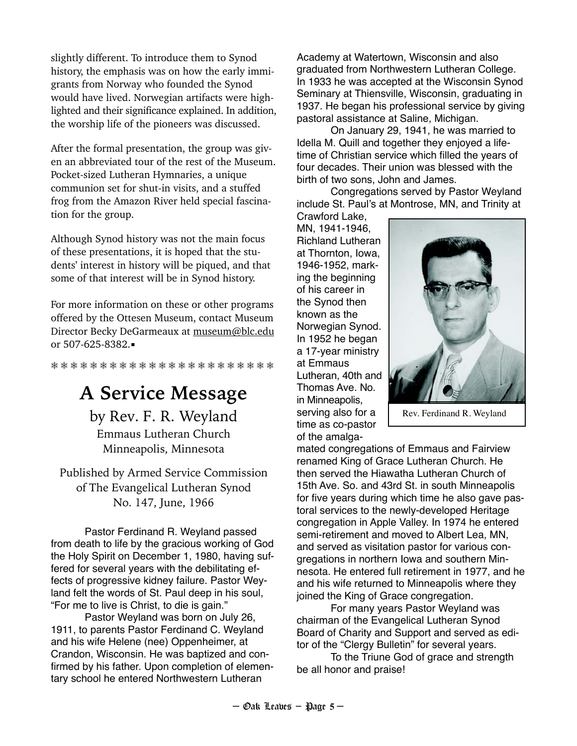slightly different. To introduce them to Synod history, the emphasis was on how the early immigrants from Norway who founded the Synod would have lived. Norwegian artifacts were highlighted and their significance explained. In addition, the worship life of the pioneers was discussed.

After the formal presentation, the group was given an abbreviated tour of the rest of the Museum. Pocket-sized Lutheran Hymnaries, a unique communion set for shut-in visits, and a stuffed frog from the Amazon River held special fascination for the group.

Although Synod history was not the main focus of these presentations, it is hoped that the students' interest in history will be piqued, and that some of that interest will be in Synod history.

For more information on these or other programs offered by the Ottesen Museum, contact Museum Director Becky DeGarmeaux at museum@blc.edu or 507-625-8382.▪

❄ ❄ ❄ ❄ ❄ ❄ ❄ ❄ ❄ ❄ ❄ ❄ ❄ ❄ ❄ ❄ ❄ ❄ ❄ ❄ ❄ ❄ ❄ ❄

# A Service Message

by Rev. F. R. Weyland
Emmaus Lutheran Church
Minneapolis, Minnesota

Published by Armed Service Commission
of The Evangelical Lutheran Synod
No. 147, June, 1966

Pastor Ferdinand R. Weyland passed from death to life by the gracious working of God the Holy Spirit on December 1, 1980, having suffered for several years with the debilitating effects of progressive kidney failure. Pastor Weyland felt the words of St. Paul deep in his soul, "For me to live is Christ, to die is gain."

Pastor Weyland was born on July 26, 1911, to parents Pastor Ferdinand C. Weyland and his wife Helene (nee) Oppenheimer, at Crandon, Wisconsin. He was baptized and confirmed by his father. Upon completion of elementary school he entered Northwestern Lutheran Academy at Watertown, Wisconsin and also graduated from Northwestern Lutheran College. In 1933 he was accepted at the Wisconsin Synod Seminary at Thiensville, Wisconsin, graduating in 1937. He began his professional service by giving pastoral assistance at Saline, Michigan.

On January 29, 1941, he was married to Idella M. Quill and together they enjoyed a lifetime of Christian service which filled the years of four decades. Their union was blessed with the birth of two sons, John and James.

Congregations served by Pastor Weyland include St. Paul's at Montrose, MN, and Trinity at Crawford Lake, MN, 1941-1946, Richland Lutheran at Thornton, Iowa, 1946-1952, marking the beginning of his career in the Synod then known as the Norwegian Synod. In 1952 he began a 17-year ministry at Emmaus Lutheran, 40th and Thomas Ave. No. in Minneapolis, serving also for a time as co-pastor of the amalgamated congregations of Emmaus and Fairview renamed King of Grace Lutheran Church. He then served the Hiawatha Lutheran Church of 15th Ave. So. and 43rd St. in south Minneapolis for five years during which time he also gave pastoral services to the newly-developed Heritage congregation in Apple Valley. In 1974 he entered semi-retirement and moved to Albert Lea, MN, and served as visitation pastor for various congregations in northern Iowa and southern Minnesota. He entered full retirement in 1977, and he and his wife returned to Minneapolis where they joined the King of Grace congregation.

Rev. Ferdinand R. Weyland

For many years Pastor Weyland was chairman of the Evangelical Lutheran Synod Board of Charity and Support and served as editor of the "Clergy Bulletin" for several years.

To the Triune God of grace and strength be all honor and praise!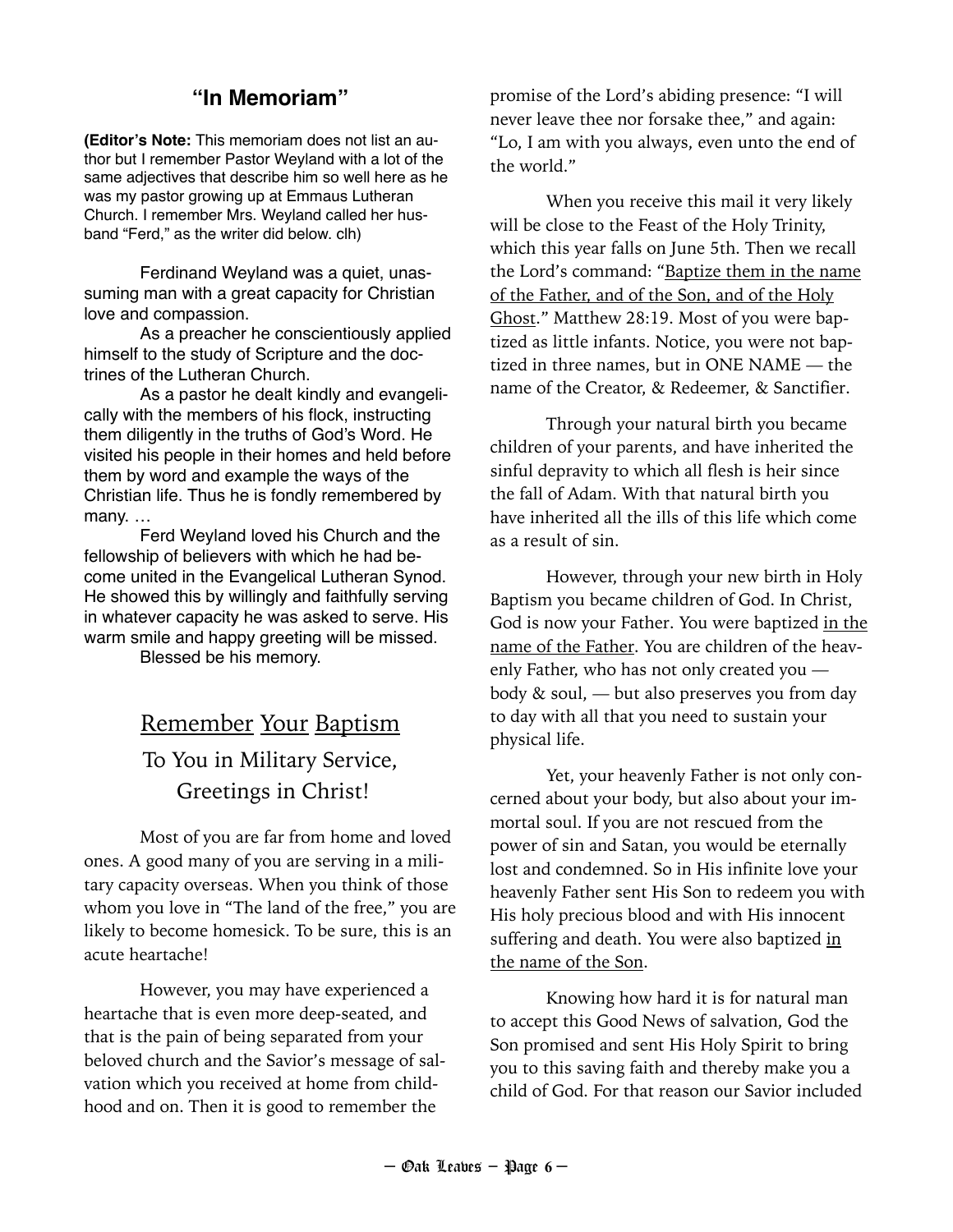## "In Memoriam"

**(Editor's Note:** This memoriam does not list an author but I remember Pastor Weyland with a lot of the same adjectives that describe him so well here as he was my pastor growing up at Emmaus Lutheran Church. I remember Mrs. Weyland called her husband "Ferd," as the writer did below. clh)

Ferdinand Weyland was a quiet, unassuming man with a great capacity for Christian love and compassion.

As a preacher he conscientiously applied himself to the study of Scripture and the doctrines of the Lutheran Church.

As a pastor he dealt kindly and evangelically with the members of his flock, instructing them diligently in the truths of God's Word. He visited his people in their homes and held before them by word and example the ways of the Christian life. Thus he is fondly remembered by many. …

Ferd Weyland loved his Church and the fellowship of believers with which he had become united in the Evangelical Lutheran Synod. He showed this by willingly and faithfully serving in whatever capacity he was asked to serve. His warm smile and happy greeting will be missed.

Blessed be his memory.

## <u>Remember</u> <u>Your</u> <u>Baptism</u>

### To You in Military Service, Greetings in Christ!

Most of you are far from home and loved ones. A good many of you are serving in a military capacity overseas. When you think of those whom you love in "The land of the free," you are likely to become homesick. To be sure, this is an acute heartache!

However, you may have experienced a heartache that is even more deep-seated, and that is the pain of being separated from your beloved church and the Savior's message of salvation which you received at home from childhood and on. Then it is good to remember the promise of the Lord's abiding presence: "I will never leave thee nor forsake thee," and again: "Lo, I am with you always, even unto the end of the world."

When you receive this mail it very likely will be close to the Feast of the Holy Trinity, which this year falls on June 5th. Then we recall the Lord's command: "<u>Baptize them in the name of the Father, and of the Son, and of the Holy Ghost</u>." Matthew 28:19. Most of you were baptized as little infants. Notice, you were not baptized in three names, but in ONE NAME — the name of the Creator, & Redeemer, & Sanctifier.

Through your natural birth you became children of your parents, and have inherited the sinful depravity to which all flesh is heir since the fall of Adam. With that natural birth you have inherited all the ills of this life which come as a result of sin.

However, through your new birth in Holy Baptism you became children of God. In Christ, God is now your Father. You were baptized <u>in the name of the Father</u>. You are children of the heavenly Father, who has not only created you — body & soul, — but also preserves you from day to day with all that you need to sustain your physical life.

Yet, your heavenly Father is not only concerned about your body, but also about your immortal soul. If you are not rescued from the power of sin and Satan, you would be eternally lost and condemned. So in His infinite love your heavenly Father sent His Son to redeem you with His holy precious blood and with His innocent suffering and death. You were also baptized <u>in the name of the Son</u>.

Knowing how hard it is for natural man to accept this Good News of salvation, God the Son promised and sent His Holy Spirit to bring you to this saving faith and thereby make you a child of God. For that reason our Savior included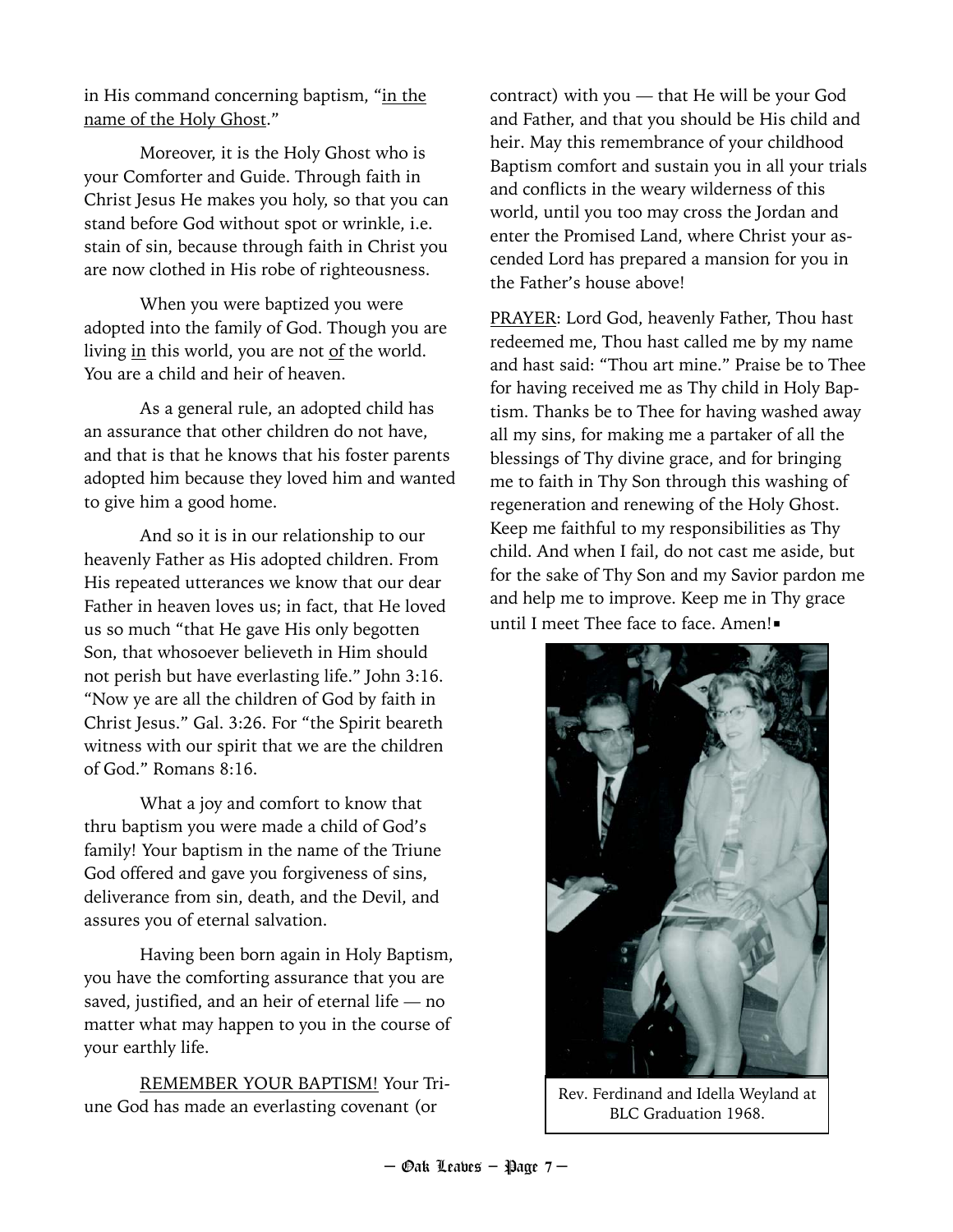in His command concerning baptism, "<u>in the name of the Holy Ghost</u>."

Moreover, it is the Holy Ghost who is your Comforter and Guide. Through faith in Christ Jesus He makes you holy, so that you can stand before God without spot or wrinkle, i.e. stain of sin, because through faith in Christ you are now clothed in His robe of righteousness.

When you were baptized you were adopted into the family of God. Though you are living <u>in</u> this world, you are not <u>of</u> the world. You are a child and heir of heaven.

As a general rule, an adopted child has an assurance that other children do not have, and that is that he knows that his foster parents adopted him because they loved him and wanted to give him a good home.

And so it is in our relationship to our heavenly Father as His adopted children. From His repeated utterances we know that our dear Father in heaven loves us; in fact, that He loved us so much "that He gave His only begotten Son, that whosoever believeth in Him should not perish but have everlasting life." John 3:16. "Now ye are all the children of God by faith in Christ Jesus." Gal. 3:26. For "the Spirit beareth witness with our spirit that we are the children of God." Romans 8:16.

What a joy and comfort to know that thru baptism you were made a child of God's family! Your baptism in the name of the Triune God offered and gave you forgiveness of sins, deliverance from sin, death, and the Devil, and assures you of eternal salvation.

Having been born again in Holy Baptism, you have the comforting assurance that you are saved, justified, and an heir of eternal life — no matter what may happen to you in the course of your earthly life.

<u>REMEMBER YOUR BAPTISM!</u> Your Triune God has made an everlasting covenant (or contract) with you — that He will be your God and Father, and that you should be His child and heir. May this remembrance of your childhood Baptism comfort and sustain you in all your trials and conflicts in the weary wilderness of this world, until you too may cross the Jordan and enter the Promised Land, where Christ your ascended Lord has prepared a mansion for you in the Father's house above!

<u>PRAYER</u>: Lord God, heavenly Father, Thou hast redeemed me, Thou hast called me by my name and hast said: "Thou art mine." Praise be to Thee for having received me as Thy child in Holy Baptism. Thanks be to Thee for having washed away all my sins, for making me a partaker of all the blessings of Thy divine grace, and for bringing me to faith in Thy Son through this washing of regeneration and renewing of the Holy Ghost. Keep me faithful to my responsibilities as Thy child. And when I fail, do not cast me aside, but for the sake of Thy Son and my Savior pardon me and help me to improve. Keep me in Thy grace until I meet Thee face to face. Amen!▪

Rev. Ferdinand and Idella Weyland at BLC Graduation 1968.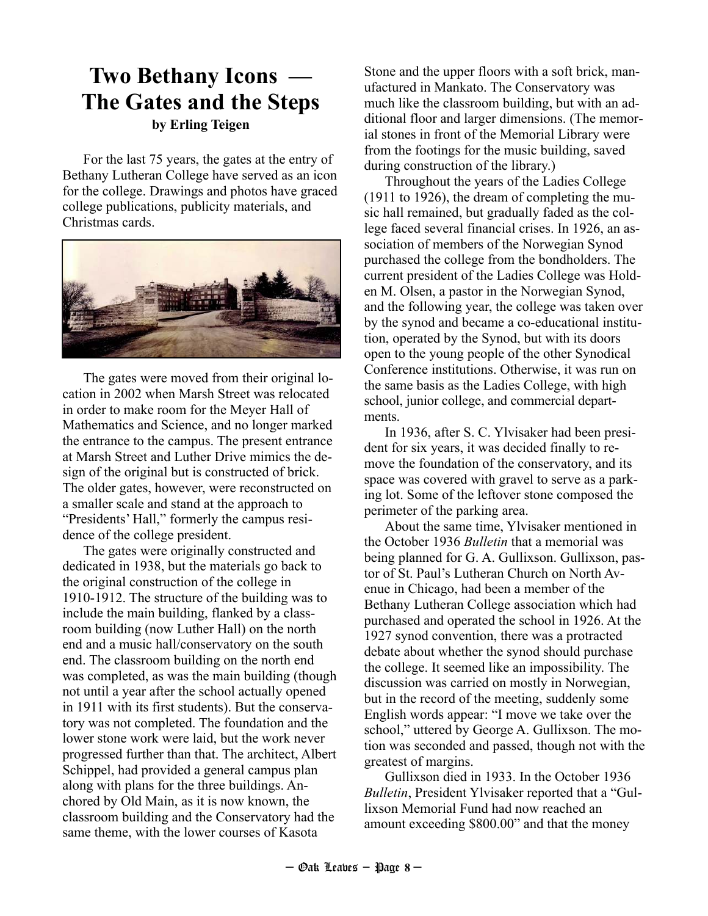# Two Bethany Icons — The Gates and the Steps

**by Erling Teigen**

For the last 75 years, the gates at the entry of Bethany Lutheran College have served as an icon for the college. Drawings and photos have graced college publications, publicity materials, and Christmas cards.

The gates were moved from their original location in 2002 when Marsh Street was relocated in order to make room for the Meyer Hall of Mathematics and Science, and no longer marked the entrance to the campus. The present entrance at Marsh Street and Luther Drive mimics the design of the original but is constructed of brick. The older gates, however, were reconstructed on a smaller scale and stand at the approach to "Presidents' Hall," formerly the campus residence of the college president.

The gates were originally constructed and dedicated in 1938, but the materials go back to the original construction of the college in 1910-1912. The structure of the building was to include the main building, flanked by a classroom building (now Luther Hall) on the north end and a music hall/conservatory on the south end. The classroom building on the north end was completed, as was the main building (though not until a year after the school actually opened in 1911 with its first students). But the conservatory was not completed. The foundation and the lower stone work were laid, but the work never progressed further than that. The architect, Albert Schippel, had provided a general campus plan along with plans for the three buildings. Anchored by Old Main, as it is now known, the classroom building and the Conservatory had the same theme, with the lower courses of Kasota Stone and the upper floors with a soft brick, manufactured in Mankato. The Conservatory was much like the classroom building, but with an additional floor and larger dimensions. (The memorial stones in front of the Memorial Library were from the footings for the music building, saved during construction of the library.)

Throughout the years of the Ladies College (1911 to 1926), the dream of completing the music hall remained, but gradually faded as the college faced several financial crises. In 1926, an association of members of the Norwegian Synod purchased the college from the bondholders. The current president of the Ladies College was Holden M. Olsen, a pastor in the Norwegian Synod, and the following year, the college was taken over by the synod and became a co-educational institution, operated by the Synod, but with its doors open to the young people of the other Synodical Conference institutions. Otherwise, it was run on the same basis as the Ladies College, with high school, junior college, and commercial departments.

In 1936, after S. C. Ylvisaker had been president for six years, it was decided finally to remove the foundation of the conservatory, and its space was covered with gravel to serve as a parking lot. Some of the leftover stone composed the perimeter of the parking area.

About the same time, Ylvisaker mentioned in the October 1936 *Bulletin* that a memorial was being planned for G. A. Gullixson. Gullixson, pastor of St. Paul's Lutheran Church on North Avenue in Chicago, had been a member of the Bethany Lutheran College association which had purchased and operated the school in 1926. At the 1927 synod convention, there was a protracted debate about whether the synod should purchase the college. It seemed like an impossibility. The discussion was carried on mostly in Norwegian, but in the record of the meeting, suddenly some English words appear: "I move we take over the school," uttered by George A. Gullixson. The motion was seconded and passed, though not with the greatest of margins.

Gullixson died in 1933. In the October 1936 *Bulletin*, President Ylvisaker reported that a "Gullixson Memorial Fund had now reached an amount exceeding $800.00" and that the money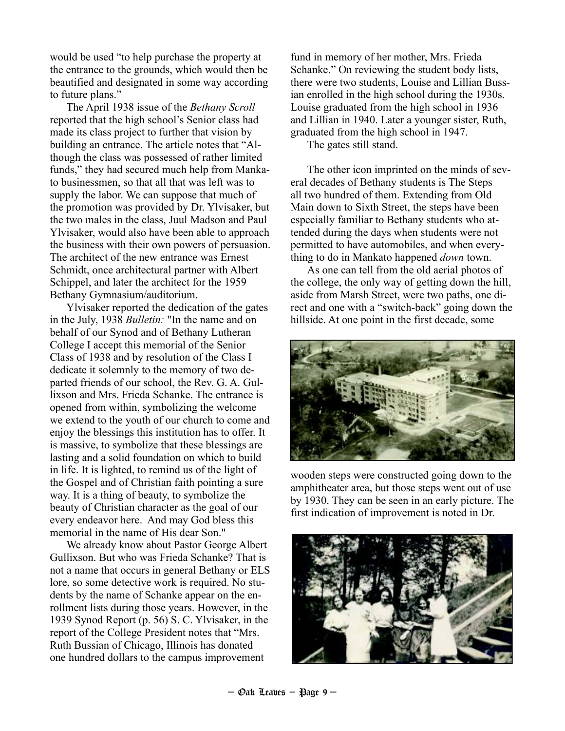would be used "to help purchase the property at the entrance to the grounds, which would then be beautified and designated in some way according to future plans."

The April 1938 issue of the *Bethany Scroll* reported that the high school's Senior class had made its class project to further that vision by building an entrance. The article notes that "Although the class was possessed of rather limited funds," they had secured much help from Mankato businessmen, so that all that was left was to supply the labor. We can suppose that much of the promotion was provided by Dr. Ylvisaker, but the two males in the class, Juul Madson and Paul Ylvisaker, would also have been able to approach the business with their own powers of persuasion. The architect of the new entrance was Ernest Schmidt, once architectural partner with Albert Schippel, and later the architect for the 1959 Bethany Gymnasium/auditorium.

Ylvisaker reported the dedication of the gates in the July, 1938 *Bulletin:* "In the name and on behalf of our Synod and of Bethany Lutheran College I accept this memorial of the Senior Class of 1938 and by resolution of the Class I dedicate it solemnly to the memory of two departed friends of our school, the Rev. G. A. Gullixson and Mrs. Frieda Schanke. The entrance is opened from within, symbolizing the welcome we extend to the youth of our church to come and enjoy the blessings this institution has to offer. It is massive, to symbolize that these blessings are lasting and a solid foundation on which to build in life. It is lighted, to remind us of the light of the Gospel and of Christian faith pointing a sure way. It is a thing of beauty, to symbolize the beauty of Christian character as the goal of our every endeavor here. And may God bless this memorial in the name of His dear Son."

We already know about Pastor George Albert Gullixson. But who was Frieda Schanke? That is not a name that occurs in general Bethany or ELS lore, so some detective work is required. No students by the name of Schanke appear on the enrollment lists during those years. However, in the 1939 Synod Report (p. 56) S. C. Ylvisaker, in the report of the College President notes that "Mrs. Ruth Bussian of Chicago, Illinois has donated one hundred dollars to the campus improvement fund in memory of her mother, Mrs. Frieda Schanke." On reviewing the student body lists, there were two students, Louise and Lillian Bussian enrolled in the high school during the 1930s. Louise graduated from the high school in 1936 and Lillian in 1940. Later a younger sister, Ruth, graduated from the high school in 1947.

The gates still stand.

The other icon imprinted on the minds of several decades of Bethany students is The Steps — all two hundred of them. Extending from Old Main down to Sixth Street, the steps have been especially familiar to Bethany students who attended during the days when students were not permitted to have automobiles, and when everything to do in Mankato happened *down* town.

As one can tell from the old aerial photos of the college, the only way of getting down the hill, aside from Marsh Street, were two paths, one direct and one with a "switch-back" going down the hillside. At one point in the first decade, some wooden steps were constructed going down to the amphitheater area, but those steps went out of use by 1930. They can be seen in an early picture. The first indication of improvement is noted in Dr.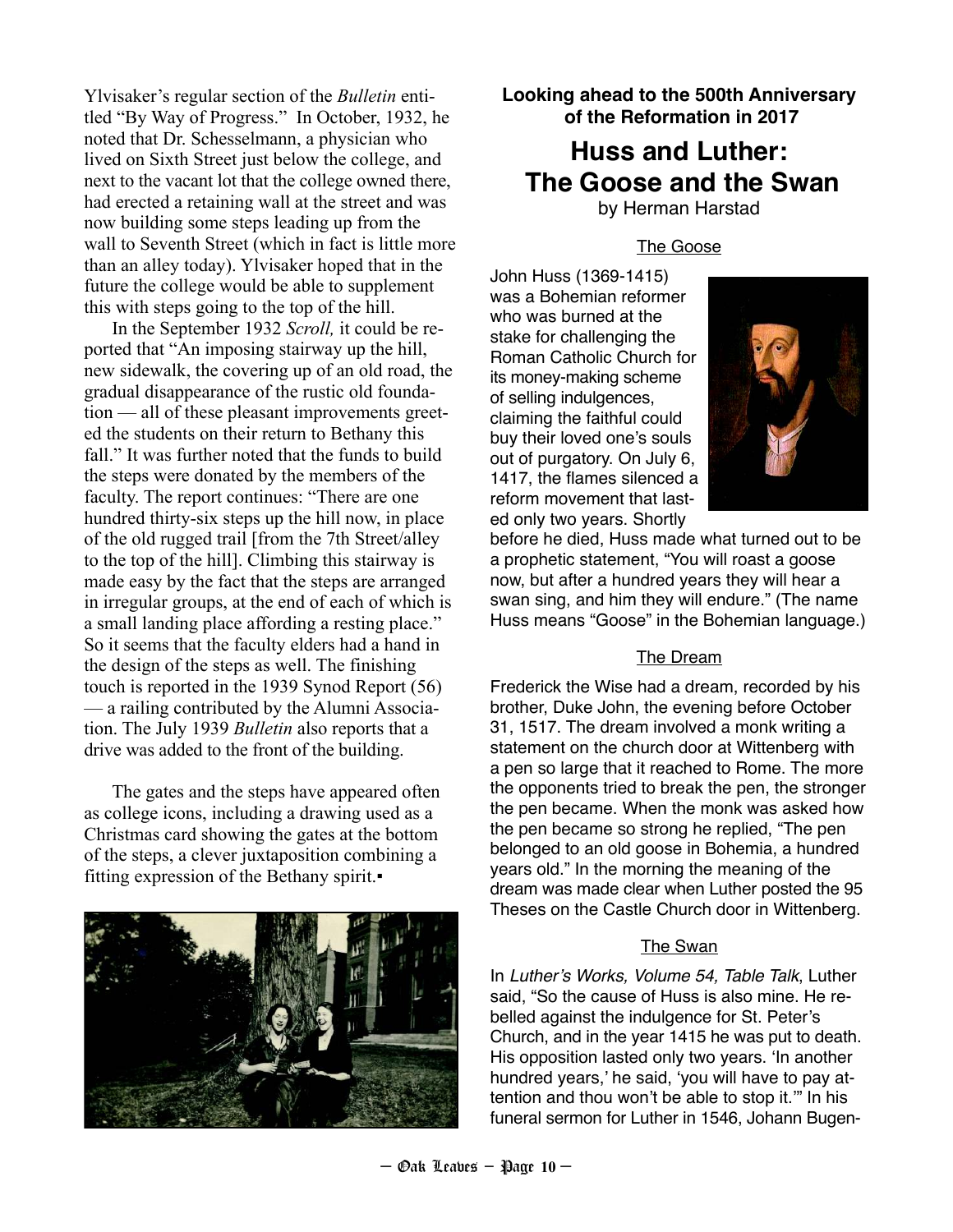Ylvisaker's regular section of the *Bulletin* entitled "By Way of Progress." In October, 1932, he noted that Dr. Schesselmann, a physician who lived on Sixth Street just below the college, and next to the vacant lot that the college owned there, had erected a retaining wall at the street and was now building some steps leading up from the wall to Seventh Street (which in fact is little more than an alley today). Ylvisaker hoped that in the future the college would be able to supplement this with steps going to the top of the hill.

In the September 1932 *Scroll,* it could be reported that "An imposing stairway up the hill, new sidewalk, the covering up of an old road, the gradual disappearance of the rustic old foundation — all of these pleasant improvements greeted the students on their return to Bethany this fall." It was further noted that the funds to build the steps were donated by the members of the faculty. The report continues: "There are one hundred thirty-six steps up the hill now, in place of the old rugged trail [from the 7th Street/alley to the top of the hill]. Climbing this stairway is made easy by the fact that the steps are arranged in irregular groups, at the end of each of which is a small landing place affording a resting place." So it seems that the faculty elders had a hand in the design of the steps as well. The finishing touch is reported in the 1939 Synod Report (56) — a railing contributed by the Alumni Association. The July 1939 *Bulletin* also reports that a drive was added to the front of the building.

The gates and the steps have appeared often as college icons, including a drawing used as a Christmas card showing the gates at the bottom of the steps, a clever juxtaposition combining a fitting expression of the Bethany spirit.▪

**Looking ahead to the 500th Anniversary of the Reformation in 2017**

# Huss and Luther: The Goose and the Swan

by Herman Harstad

## The Goose

John Huss (1369-1415) was a Bohemian reformer who was burned at the stake for challenging the Roman Catholic Church for its money-making scheme of selling indulgences, claiming the faithful could buy their loved one's souls out of purgatory. On July 6, 1417, the flames silenced a reform movement that lasted only two years. Shortly before he died, Huss made what turned out to be a prophetic statement, "You will roast a goose now, but after a hundred years they will hear a swan sing, and him they will endure." (The name Huss means "Goose" in the Bohemian language.)

## The Dream

Frederick the Wise had a dream, recorded by his brother, Duke John, the evening before October 31, 1517. The dream involved a monk writing a statement on the church door at Wittenberg with a pen so large that it reached to Rome. The more the opponents tried to break the pen, the stronger the pen became. When the monk was asked how the pen became so strong he replied, "The pen belonged to an old goose in Bohemia, a hundred years old." In the morning the meaning of the dream was made clear when Luther posted the 95 Theses on the Castle Church door in Wittenberg.

## The Swan

In *Luther's Works, Volume 54, Table Talk*, Luther said, "So the cause of Huss is also mine. He rebelled against the indulgence for St. Peter's Church, and in the year 1415 he was put to death. His opposition lasted only two years. 'In another hundred years,' he said, 'you will have to pay attention and thou won't be able to stop it.'" In his funeral sermon for Luther in 1546, Johann Bugen-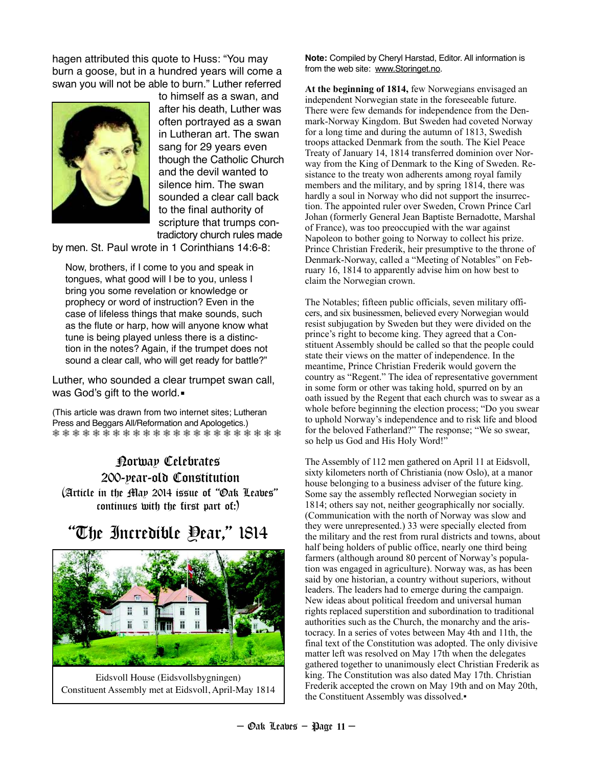hagen attributed this quote to Huss: "You may burn a goose, but in a hundred years will come a swan you will not be able to burn." Luther referred to himself as a swan, and after his death, Luther was often portrayed as a swan in Lutheran art. The swan sang for 29 years even though the Catholic Church and the devil wanted to silence him. The swan sounded a clear call back to the final authority of scripture that trumps contradictory church rules made by men. St. Paul wrote in 1 Corinthians 14:6-8:

> Now, brothers, if I come to you and speak in tongues, what good will I be to you, unless I bring you some revelation or knowledge or prophecy or word of instruction? Even in the case of lifeless things that make sounds, such as the flute or harp, how will anyone know what tune is being played unless there is a distinction in the notes? Again, if the trumpet does not sound a clear call, who will get ready for battle?"

Luther, who sounded a clear trumpet swan call, was God's gift to the world.▪

(This article was drawn from two internet sites; Lutheran Press and Beggars All/Reformation and Apologetics.)

❄ ❄ ❄ ❄ ❄ ❄ ❄ ❄ ❄ ❄ ❄ ❄ ❄ ❄ ❄ ❄ ❄ ❄ ❄ ❄ ❄ ❄ ❄ ❄ ❄

## Norway Celebrates 200-year-old Constitution

(Article in the May 2014 issue of "Oak Leaves" continues with the first part of:)

# "The Incredible Year," 1814

Eidsvoll House (Eidsvollsbygningen)
Constituent Assembly met at Eidsvoll, April-May 1814

**Note:** Compiled by Cheryl Harstad, Editor. All information is from the web site: www.Storinget.no.

**At the beginning of 1814,** few Norwegians envisaged an independent Norwegian state in the foreseeable future. There were few demands for independence from the Denmark-Norway Kingdom. But Sweden had coveted Norway for a long time and during the autumn of 1813, Swedish troops attacked Denmark from the south. The Kiel Peace Treaty of January 14, 1814 transferred dominion over Norway from the King of Denmark to the King of Sweden. Resistance to the treaty won adherents among royal family members and the military, and by spring 1814, there was hardly a soul in Norway who did not support the insurrection. The appointed ruler over Sweden, Crown Prince Carl Johan (formerly General Jean Baptiste Bernadotte, Marshal of France), was too preoccupied with the war against Napoleon to bother going to Norway to collect his prize. Prince Christian Frederik, heir presumptive to the throne of Denmark-Norway, called a "Meeting of Notables" on February 16, 1814 to apparently advise him on how best to claim the Norwegian crown.

The Notables; fifteen public officials, seven military officers, and six businessmen, believed every Norwegian would resist subjugation by Sweden but they were divided on the prince's right to become king. They agreed that a Constituent Assembly should be called so that the people could state their views on the matter of independence. In the meantime, Prince Christian Frederik would govern the country as "Regent." The idea of representative government in some form or other was taking hold, spurred on by an oath issued by the Regent that each church was to swear as a whole before beginning the election process; "Do you swear to uphold Norway's independence and to risk life and blood for the beloved Fatherland?" The response; "We so swear, so help us God and His Holy Word!"

The Assembly of 112 men gathered on April 11 at Eidsvoll, sixty kilometers north of Christiania (now Oslo), at a manor house belonging to a business adviser of the future king. Some say the assembly reflected Norwegian society in 1814; others say not, neither geographically nor socially. (Communication with the north of Norway was slow and they were unrepresented.) 33 were specially elected from the military and the rest from rural districts and towns, about half being holders of public office, nearly one third being farmers (although around 80 percent of Norway's population was engaged in agriculture). Norway was, as has been said by one historian, a country without superiors, without leaders. The leaders had to emerge during the campaign. New ideas about political freedom and universal human rights replaced superstition and subordination to traditional authorities such as the Church, the monarchy and the aristocracy. In a series of votes between May 4th and 11th, the final text of the Constitution was adopted. The only divisive matter left was resolved on May 17th when the delegates gathered together to unanimously elect Christian Frederik as king. The Constitution was also dated May 17th. Christian Frederik accepted the crown on May 19th and on May 20th, the Constituent Assembly was dissolved.▪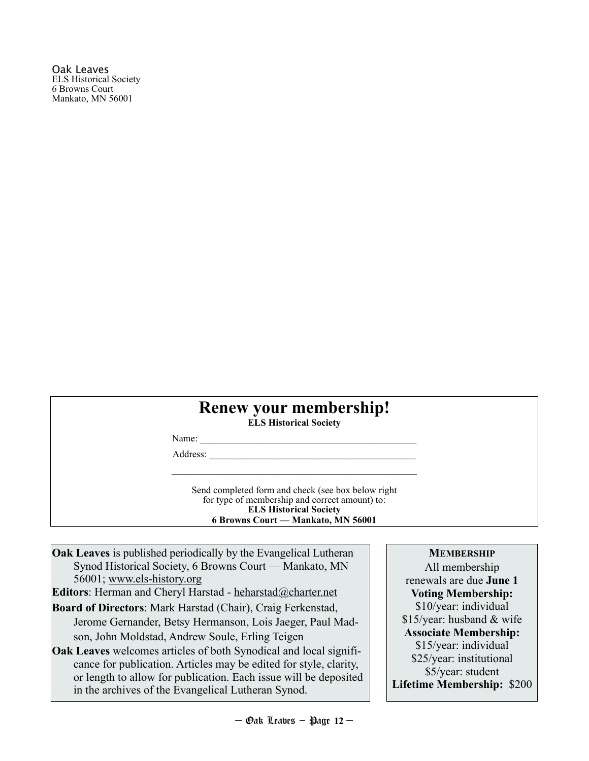Oak Leaves
ELS Historical Society
6 Browns Court
Mankato, MN 56001

# Renew your membership!

**ELS Historical Society**

Name: ____________________________________________

Address: __________________________________________

__________________________________________________

Send completed form and check (see box below right for type of membership and correct amount) to:
**ELS Historical Society**
**6 Browns Court — Mankato, MN 56001**

**Oak Leaves** is published periodically by the Evangelical Lutheran Synod Historical Society, 6 Browns Court — Mankato, MN 56001; www.els-history.org

**Editors**: Herman and Cheryl Harstad - heharstad@charter.net

**Board of Directors**: Mark Harstad (Chair), Craig Ferkenstad, Jerome Gernander, Betsy Hermanson, Lois Jaeger, Paul Madson, John Moldstad, Andrew Soule, Erling Teigen

**Oak Leaves** welcomes articles of both Synodical and local significance for publication. Articles may be edited for style, clarity, or length to allow for publication. Each issue will be deposited in the archives of the Evangelical Lutheran Synod.

**MEMBERSHIP**

All membership renewals are due **June 1**

**Voting Membership:**
$10/year: individual
$15/year: husband & wife

**Associate Membership:**
$15/year: individual
$25/year: institutional
$5/year: student

**Lifetime Membership:** $200